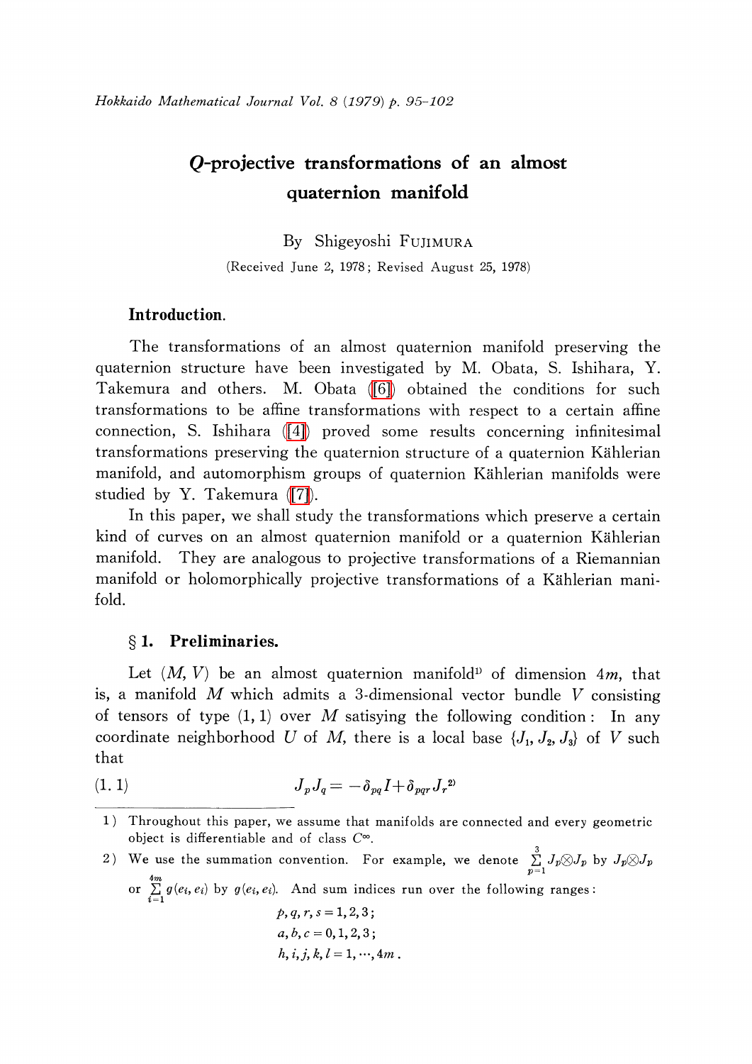# $Q$-projective transformations of an almost quaternion manifold

By Shigeyoshi Fujimura

(Received June 2, 1978; Revised August 25, 1978)

## Introduction.

The transformations of an almost quaternion manifold preserving the quaternion structure have been investigated by M. Obata, S. Ishihara, Y. Takemura and others. M. Obata ([6]) obtained the conditions for such transformations to be affine transformations with respect to a certain affine connection, S. Ishihara ([4]) proved some results concerning infinitesimal transformations preserving the quaternion structure of a quaternion Kählerian manifold, and automorphism groups of quaternion Kählerian manifolds were studied by Y. Takemura ([7]).

In this paper, we shall study the transformations which preserve a certain kind of curves on an almost quaternion manifold or a quaternion Kählerian manifold. They are analogous to projective transformations of a Riemannian manifold or holomorphically projective transformations of a Kählerian manifold.

## § 1. Preliminaries.

Let $(M, V)$ be an almost quaternion manifold[1] of dimension $4m$, that is, a manifold $M$ which admits a 3-dimensional vector bundle $V$ consisting of tensors of type $(1, 1)$ over $M$ satisying the following condition: In any coordinate neighborhood $U$ of $M$, there is a local base $\{J_1, J_2, J_3\}$ of $V$ such that

$$J_p J_q = -\delta_{pq} I + \delta_{pqr} J_r \quad (1.1)$$[2]

---

1) Throughout this paper, we assume that manifolds are connected and every geometric object is differentiable and of class $C^\infty$.

2) We use the summation convention. For example, we denote $\sum_{p=1}^{3} J_p \otimes J_p$ by $J_p \otimes J_p$ or $\sum_{i=1}^{4m} g(e_i, e_i)$ by $g(e_i, e_i)$. And sum indices run over the following ranges:

$$p, q, r, s = 1, 2, 3;$$
$$a, b, c = 0, 1, 2, 3;$$
$$h, i, j, k, l = 1, \cdots, 4m.$$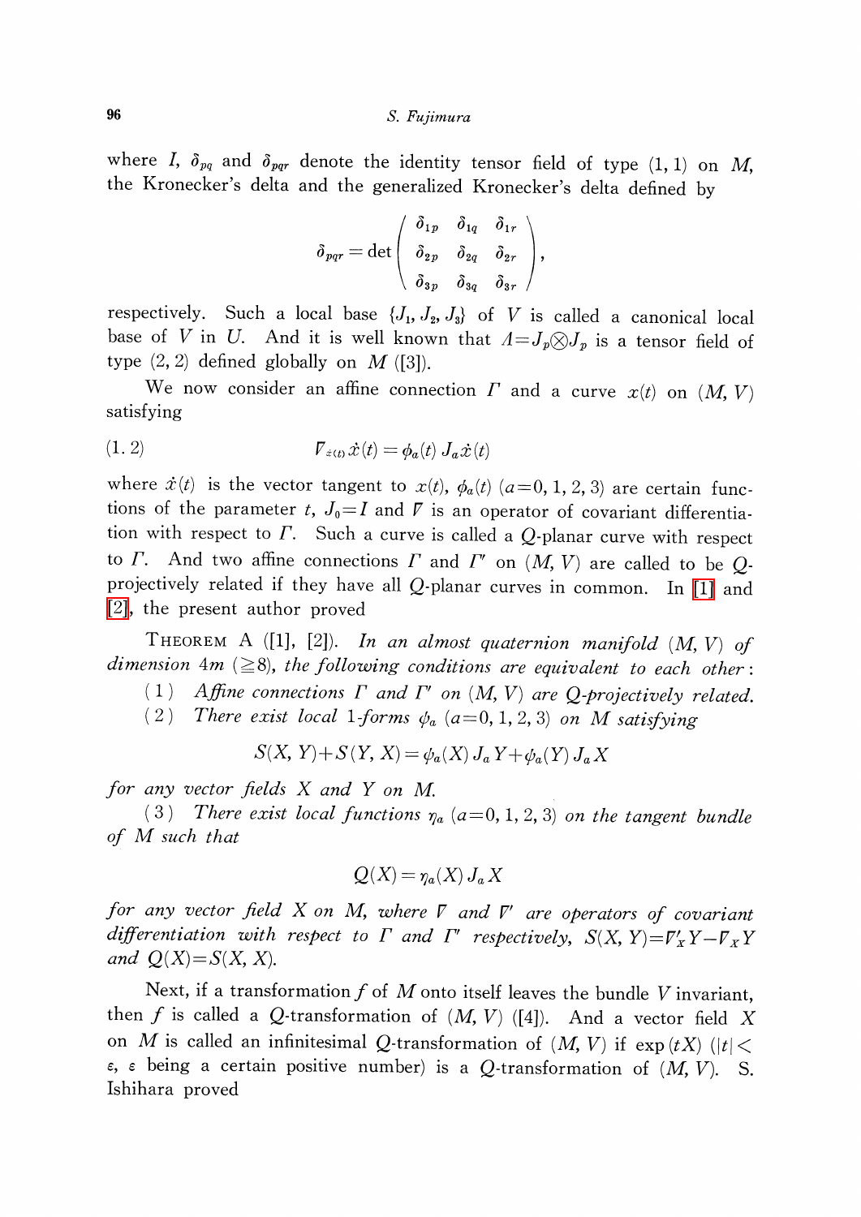where $I$, $\delta_{pq}$ and $\delta_{pqr}$ denote the identity tensor field of type (1, 1) on $M$, the Kronecker's delta and the generalized Kronecker's delta defined by

$$\delta_{pqr} = \det\begin{pmatrix} \delta_{1p} & \delta_{1q} & \delta_{1r} \\ \delta_{2p} & \delta_{2q} & \delta_{2r} \\ \delta_{3p} & \delta_{3q} & \delta_{3r} \end{pmatrix},$$

respectively. Such a local base $\{J_1, J_2, J_3\}$ of $V$ is called a canonical local base of $V$ in $U$. And it is well known that $\Lambda = J_p \otimes J_p$ is a tensor field of type (2, 2) defined globally on $M$ ([3]).

We now consider an affine connection $\Gamma$ and a curve $x(t)$ on $(M, V)$ satisfying

$$\nabla_{\dot{x}(t)} \dot{x}(t) = \phi_a(t) J_a \dot{x}(t) \tag{1.2}$$

where $\dot{x}(t)$ is the vector tangent to $x(t)$, $\phi_a(t)$ $(a=0, 1, 2, 3)$ are certain functions of the parameter $t$, $J_0 = I$ and $\nabla$ is an operator of covariant differentiation with respect to $\Gamma$. Such a curve is called a $Q$-planar curve with respect to $\Gamma$. And two affine connections $\Gamma$ and $\Gamma'$ on $(M, V)$ are called to be $Q$-projectively related if they have all $Q$-planar curves in common. In [1] and [2], the present author proved

THEOREM A ([1], [2]). *In an almost quaternion manifold $(M, V)$ of dimension $4m$ $(\geqq 8)$, the following conditions are equivalent to each other:*

(1) *Affine connections $\Gamma$ and $\Gamma'$ on $(M, V)$ are $Q$-projectively related.*

(2) *There exist local 1-forms $\psi_a$ $(a=0, 1, 2, 3)$ on $M$ satisfying*

$$S(X, Y) + S(Y, X) = \psi_a(X) J_a Y + \psi_a(Y) J_a X$$

*for any vector fields $X$ and $Y$ on $M$.*

(3) *There exist local functions $\eta_a$ $(a=0, 1, 2, 3)$ on the tangent bundle of $M$ such that*

$$Q(X) = \eta_a(X) J_a X$$

*for any vector field $X$ on $M$, where $\nabla$ and $\nabla'$ are operators of covariant differentiation with respect to $\Gamma$ and $\Gamma'$ respectively, $S(X, Y) = \nabla'_X Y - \nabla_X Y$ and $Q(X) = S(X, X)$.*

Next, if a transformation $f$ of $M$ onto itself leaves the bundle $V$ invariant, then $f$ is called a $Q$-transformation of $(M, V)$ ([4]). And a vector field $X$ on $M$ is called an infinitesimal $Q$-transformation of $(M, V)$ if $\exp(tX)$ $(|t| < \varepsilon$, $\varepsilon$ being a certain positive number) is a $Q$-transformation of $(M, V)$. S. Ishihara proved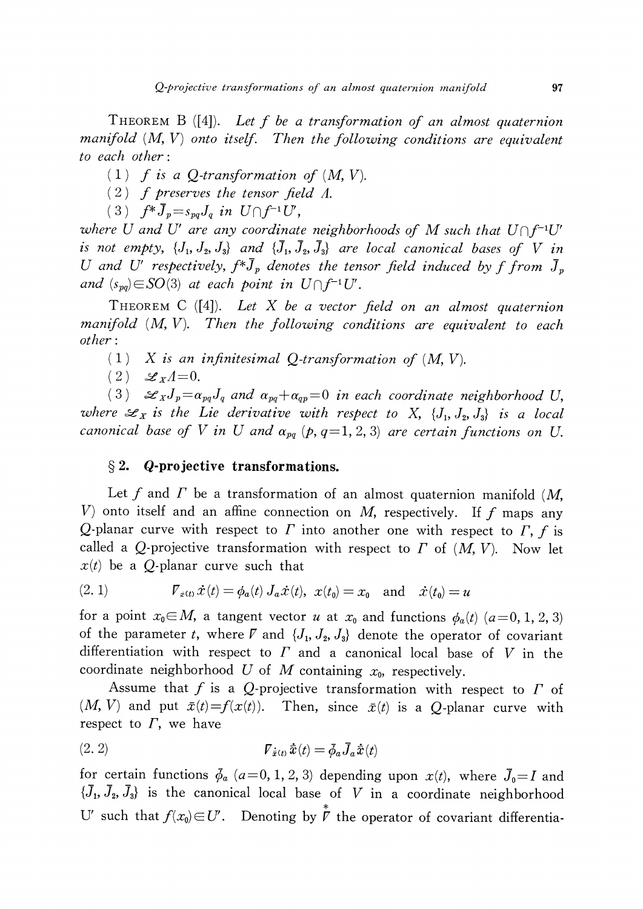THEOREM B ([4]). *Let $f$ be a transformation of an almost quaternion manifold $(M, V)$ onto itself. Then the following conditions are equivalent to each other*:

(1) *$f$ is a $Q$-transformation of $(M, V)$.*

(2) *$f$ preserves the tensor field $\Lambda$.*

(3) *$f^*\bar{J}_p = s_{pq}J_q$ in $U \cap f^{-1}U'$,*

*where $U$ and $U'$ are any coordinate neighborhoods of $M$ such that $U \cap f^{-1}U'$ is not empty, $\{J_1, J_2, J_3\}$ and $\{\bar{J}_1, \bar{J}_2, \bar{J}_3\}$ are local canonical bases of $V$ in $U$ and $U'$ respectively, $f^*\bar{J}_p$ denotes the tensor field induced by $f$ from $\bar{J}_p$ and $(s_{pq}) \in SO(3)$ at each point in $U \cap f^{-1}U'$.*

THEOREM C ([4]). *Let $X$ be a vector field on an almost quaternion manifold $(M, V)$. Then the following conditions are equivalent to each other*:

(1) *$X$ is an infinitesimal $Q$-transformation of $(M, V)$.*

(2) *$\mathcal{L}_X \Lambda = 0$.*

(3) *$\mathcal{L}_X J_p = \alpha_{pq} J_q$ and $\alpha_{pq} + \alpha_{qp} = 0$ in each coordinate neighborhood $U$, where $\mathcal{L}_X$ is the Lie derivative with respect to $X$, $\{J_1, J_2, J_3\}$ is a local canonical base of $V$ in $U$ and $\alpha_{pq}$ $(p, q = 1, 2, 3)$ are certain functions on $U$.*

## § 2. $Q$-projective transformations.

Let $f$ and $\Gamma$ be a transformation of an almost quaternion manifold $(M, V)$ onto itself and an affine connection on $M$, respectively. If $f$ maps any $Q$-planar curve with respect to $\Gamma$ into another one with respect to $\Gamma$, $f$ is called a $Q$-projective transformation with respect to $\Gamma$ of $(M, V)$. Now let $x(t)$ be a $Q$-planar curve such that

$$\nabla_{\dot{x}(t)} \dot{x}(t) = \phi_a(t) J_a \dot{x}(t), \quad x(t_0) = x_0 \quad \text{and} \quad \dot{x}(t_0) = u \tag{2.1}$$

for a point $x_0 \in M$, a tangent vector $u$ at $x_0$ and functions $\phi_a(t)$ $(a = 0, 1, 2, 3)$ of the parameter $t$, where $\nabla$ and $\{J_1, J_2, J_3\}$ denote the operator of covariant differentiation with respect to $\Gamma$ and a canonical local base of $V$ in the coordinate neighborhood $U$ of $M$ containing $x_0$, respectively.

Assume that $f$ is a $Q$-projective transformation with respect to $\Gamma$ of $(M, V)$ and put $\bar{x}(t) = f(x(t))$. Then, since $\bar{x}(t)$ is a $Q$-planar curve with respect to $\Gamma$, we have

$$\nabla_{\dot{\bar{x}}(t)} \dot{\bar{x}}(t) = \bar{\phi}_a \bar{J}_a \dot{\bar{x}}(t) \tag{2.2}$$

for certain functions $\bar{\phi}_a$ $(a = 0, 1, 2, 3)$ depending upon $x(t)$, where $\bar{J}_0 = I$ and $\{\bar{J}_1, \bar{J}_2, \bar{J}_3\}$ is the canonical local base of $V$ in a coordinate neighborhood $U'$ such that $f(x_0) \in U'$. Denoting by $\overset{*}{\nabla}$ the operator of covariant differentia-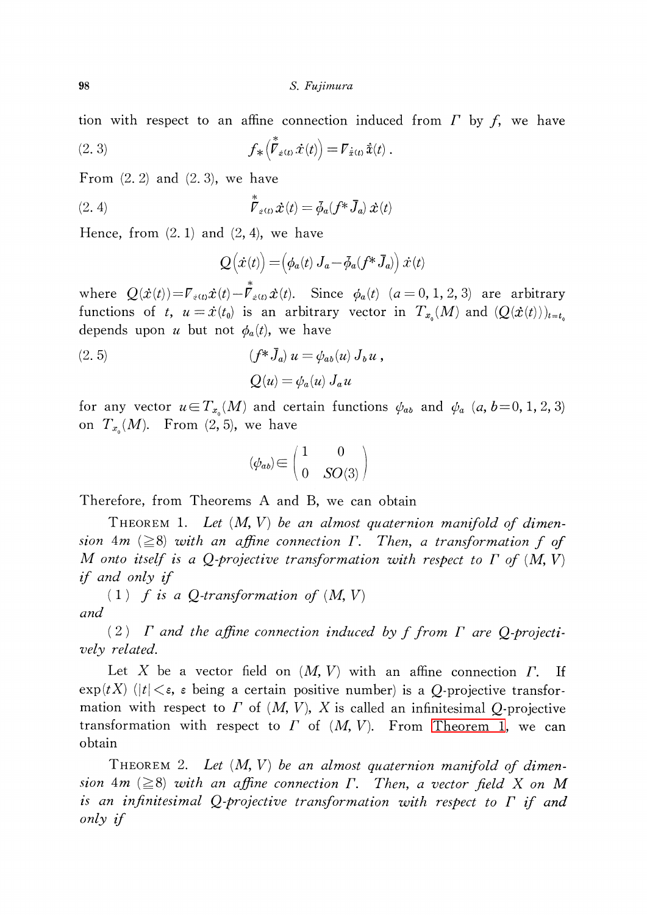tion with respect to an affine connection induced from $\Gamma$ by $f$, we have

$$f_*\left(\overset{*}{\nabla}_{\dot{x}(t)}\dot{x}(t)\right)=\nabla_{\dot{\bar{x}}(t)}\dot{\bar{x}}(t)\,. \tag{2.3}$$

From (2.2) and (2.3), we have

$$\overset{*}{\nabla}_{\dot{x}(t)}\dot{x}(t)=\bar{\phi}_a(f^*\bar{J}_a)\,\dot{x}(t) \tag{2.4}$$

Hence, from (2.1) and (2, 4), we have

$$Q\left(\dot{x}(t)\right)=\left(\phi_a(t)\,J_a-\bar{\phi}_a(f^*\bar{J}_a)\right)\dot{x}(t)$$

where $Q(\dot{x}(t))=\nabla_{\dot{x}(t)}\dot{x}(t)-\overset{*}{\nabla}_{\dot{x}(t)}\dot{x}(t)$. Since $\phi_a(t)$ $(a=0,1,2,3)$ are arbitrary functions of $t$, $u=\dot{x}(t_0)$ is an arbitrary vector in $T_{x_0}(M)$ and $(Q(\dot{x}(t)))_{t=t_0}$ depends upon $u$ but not $\phi_a(t)$, we have

$$\begin{aligned}(f^*\bar{J}_a)\,u&=\psi_{ab}(u)\,J_b u\,,\\ Q(u)&=\psi_a(u)\,J_a u\end{aligned} \tag{2.5}$$

for any vector $u\in T_{x_0}(M)$ and certain functions $\psi_{ab}$ and $\psi_a$ $(a,b=0,1,2,3)$ on $T_{x_0}(M)$. From (2, 5), we have

$$(\psi_{ab})\in\begin{pmatrix}1 & 0\\ 0 & SO(3)\end{pmatrix}$$

Therefore, from Theorems A and B, we can obtain

THEOREM 1. *Let $(M,V)$ be an almost quaternion manifold of dimension $4m$ $(\geqq 8)$ with an affine connection $\Gamma$. Then, a transformation $f$ of $M$ onto itself is a $Q$-projective transformation with respect to $\Gamma$ of $(M,V)$ if and only if*

(1) *$f$ is a $Q$-transformation of $(M,V)$*

*and*

(2) *$\Gamma$ and the affine connection induced by $f$ from $\Gamma$ are $Q$-projectively related.*

Let $X$ be a vector field on $(M,V)$ with an affine connection $\Gamma$. If $\exp(tX)$ $(|t|<\varepsilon$, $\varepsilon$ being a certain positive number) is a $Q$-projective transformation with respect to $\Gamma$ of $(M,V)$, $X$ is called an infinitesimal $Q$-projective transformation with respect to $\Gamma$ of $(M,V)$. From Theorem 1, we can obtain

THEOREM 2. *Let $(M,V)$ be an almost quaternion manifold of dimension $4m$ $(\geqq 8)$ with an affine connection $\Gamma$. Then, a vector field $X$ on $M$ is an infinitesimal $Q$-projective transformation with respect to $\Gamma$ if and only if*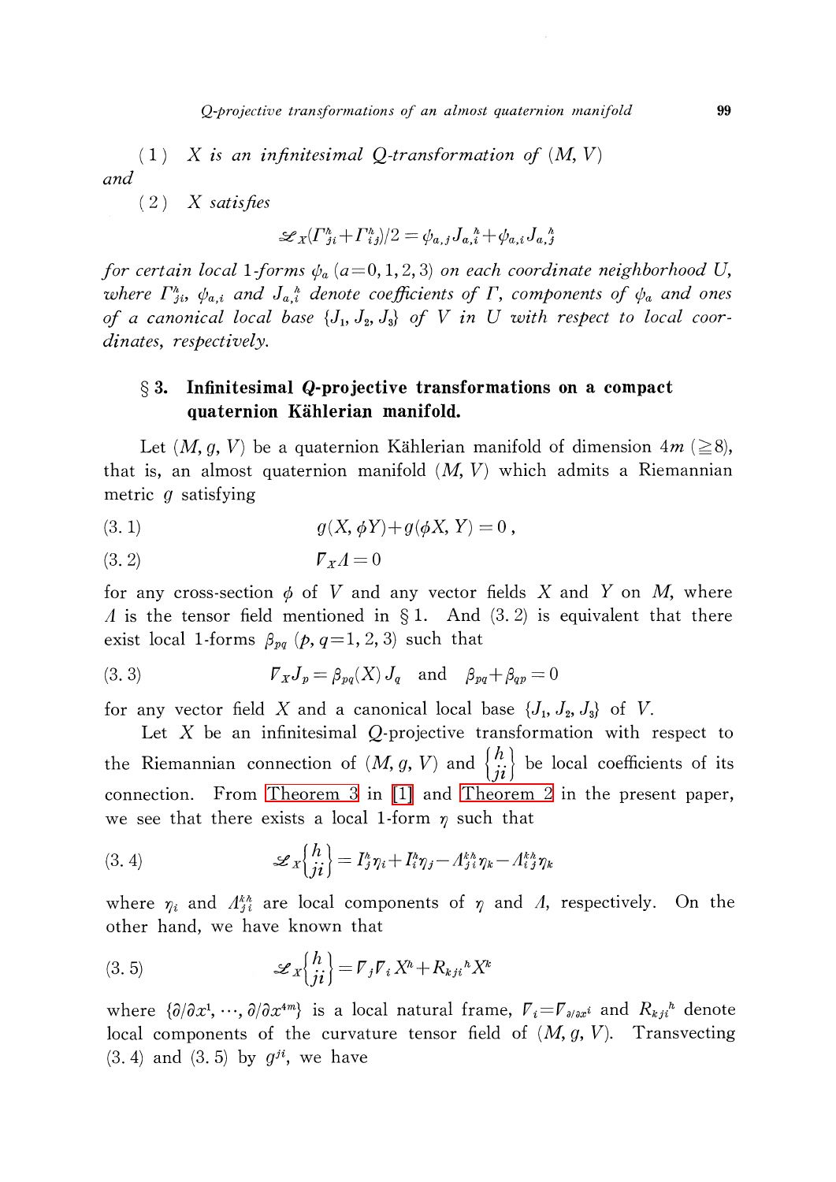(1) *$X$ is an infinitesimal $Q$-transformation of $(M, V)$*

*and*

(2) *$X$ satisfies*

$$\mathscr{L}_X(\Gamma_{ji}^h + \Gamma_{ij}^h)/2 = \psi_{a,j} J_{a,i}{}^h + \psi_{a,i} J_{a,j}{}^h$$

*for certain local 1-forms $\psi_a$ $(a=0, 1, 2, 3)$ on each coordinate neighborhood $U$, where $\Gamma_{ji}^h$, $\psi_{a,i}$ and $J_{a,i}{}^h$ denote coefficients of $\Gamma$, components of $\psi_a$ and ones of a canonical local base $\{J_1, J_2, J_3\}$ of $V$ in $U$ with respect to local coordinates, respectively.*

## § 3. Infinitesimal $Q$-projective transformations on a compact quaternion Kählerian manifold.

Let $(M, g, V)$ be a quaternion Kählerian manifold of dimension $4m$ $(\geqq 8)$, that is, an almost quaternion manifold $(M, V)$ which admits a Riemannian metric $g$ satisfying

$$g(X, \phi Y) + g(\phi X, Y) = 0\,, \tag{3.1}$$

$$\nabla_X \Lambda = 0 \tag{3.2}$$

for any cross-section $\phi$ of $V$ and any vector fields $X$ and $Y$ on $M$, where $\Lambda$ is the tensor field mentioned in § 1. And (3.2) is equivalent that there exist local 1-forms $\beta_{pq}$ $(p, q=1, 2, 3)$ such that

$$\nabla_X J_p = \beta_{pq}(X) J_q \quad \text{and} \quad \beta_{pq} + \beta_{qp} = 0 \tag{3.3}$$

for any vector field $X$ and a canonical local base $\{J_1, J_2, J_3\}$ of $V$.

Let $X$ be an infinitesimal $Q$-projective transformation with respect to the Riemannian connection of $(M, g, V)$ and $\left\{ {h \atop ji} \right\}$ be local coefficients of its connection. From Theorem 3 in [1] and Theorem 2 in the present paper, we see that there exists a local 1-form $\eta$ such that

$$\mathscr{L}_X \left\{ {h \atop ji} \right\} = I_j^h \eta_i + I_i^h \eta_j - \Lambda_{ji}^{kh} \eta_k - \Lambda_{ij}^{kh} \eta_k \tag{3.4}$$

where $\eta_i$ and $\Lambda_{ji}^{kh}$ are local components of $\eta$ and $\Lambda$, respectively. On the other hand, we have known that

$$\mathscr{L}_X \left\{ {h \atop ji} \right\} = \nabla_j \nabla_i X^h + R_{kji}{}^h X^k \tag{3.5}$$

where $\{\partial/\partial x^1, \cdots, \partial/\partial x^{4m}\}$ is a local natural frame, $\nabla_i = \nabla_{\partial/\partial x^i}$ and $R_{kji}{}^h$ denote local components of the curvature tensor field of $(M, g, V)$. Transvecting (3.4) and (3.5) by $g^{ji}$, we have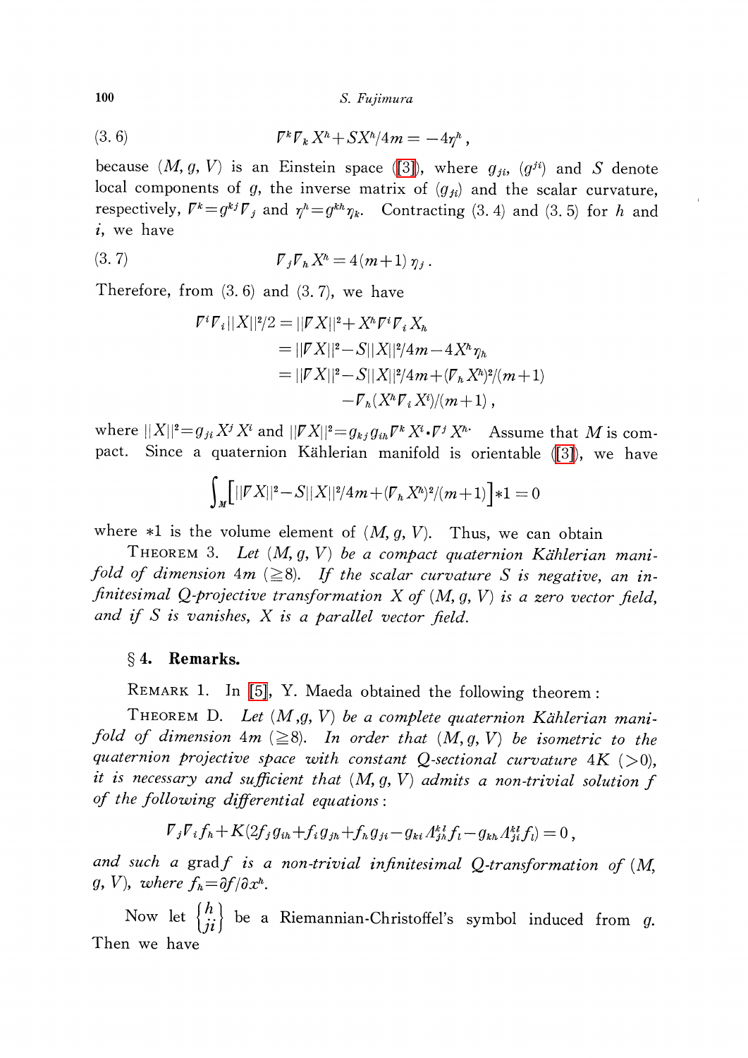$$(3.6) \qquad \nabla^k \nabla_k X^h + S X^h/4m = -4\eta^h ,$$

because $(M, g, V)$ is an Einstein space ([3]), where $g_{ji}$, $(g^{ji})$ and $S$ denote local components of $g$, the inverse matrix of $(g_{ji})$ and the scalar curvature, respectively, $\nabla^k = g^{kj}\nabla_j$ and $\eta^h = g^{kh}\eta_k$. Contracting (3.4) and (3.5) for $h$ and $i$, we have

$$(3.7) \qquad \nabla_j \nabla_h X^h = 4(m+1)\,\eta_j .$$

Therefore, from (3.6) and (3.7), we have

$$\begin{aligned}
\nabla^i \nabla_i \|X\|^2/2 &= \|\nabla X\|^2 + X^h \nabla^i \nabla_i X_h \\
&= \|\nabla X\|^2 - S\|X\|^2/4m - 4X^h \eta_h \\
&= \|\nabla X\|^2 - S\|X\|^2/4m + (\nabla_h X^h)^2/(m+1) \\
&\quad - \nabla_h (X^h \nabla_i X^i)/(m+1) ,
\end{aligned}$$

where $\|X\|^2 = g_{ji} X^j X^i$ and $\|\nabla X\|^2 = g_{kj} g_{ih} \nabla^k X^i \cdot \nabla^j X^h$. Assume that $M$ is compact. Since a quaternion Kählerian manifold is orientable ([3]), we have

$$\int_M \Big[\|\nabla X\|^2 - S\|X\|^2/4m + (\nabla_h X^h)^2/(m+1)\Big] *1 = 0$$

where $*1$ is the volume element of $(M, g, V)$. Thus, we can obtain

THEOREM 3. *Let $(M, g, V)$ be a compact quaternion Kählerian manifold of dimension $4m$ $(\geqq 8)$. If the scalar curvature $S$ is negative, an infinitesimal Q-projective transformation $X$ of $(M, g, V)$ is a zero vector field, and if $S$ is vanishes, $X$ is a parallel vector field.*

## § 4. Remarks.

REMARK 1. In [5], Y. Maeda obtained the following theorem:

THEOREM D. *Let $(M, g, V)$ be a complete quaternion Kählerian manifold of dimension $4m$ $(\geqq 8)$. In order that $(M, g, V)$ be isometric to the quaternion projective space with constant Q-sectional curvature $4K$ $(>0)$, it is necessary and sufficient that $(M, g, V)$ admits a non-trivial solution $f$ of the following differential equations:*

$$\nabla_j \nabla_i f_h + K(2f_j g_{ih} + f_i g_{jh} + f_h g_{ji} - g_{ki} \Lambda_{jh}^{kl} f_l - g_{kh} \Lambda_{ji}^{kl} f_l) = 0 ,$$

*and such a* grad$f$ *is a non-trivial infinitesimal Q-transformation of $(M, g, V)$, where $f_h = \partial f/\partial x^h$.*

Now let $\left\{ {h \atop ji} \right\}$ be a Riemannian-Christoffel's symbol induced from $g$. Then we have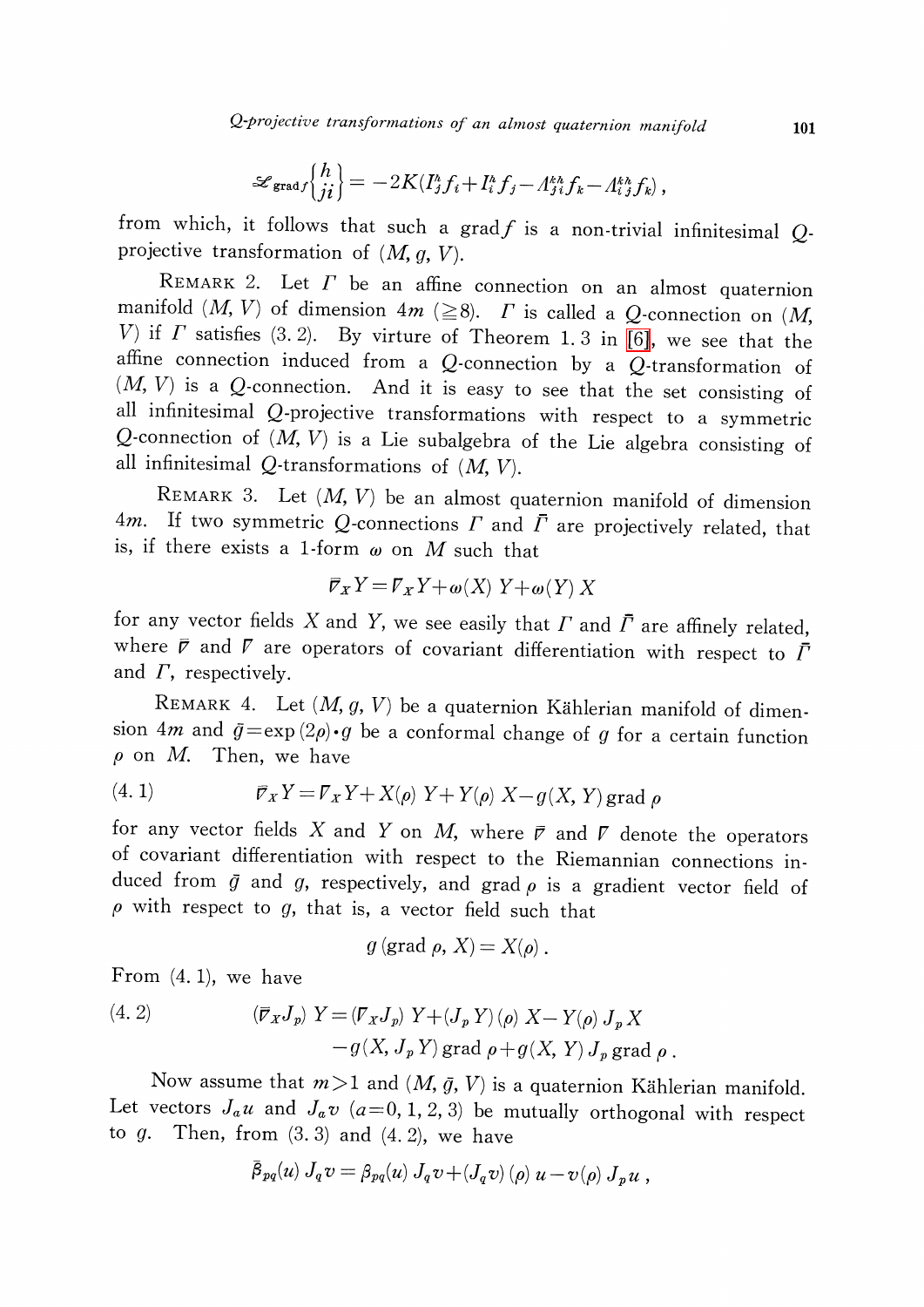$$\mathscr{L}_{\mathrm{grad}f}\left\{ {h \atop ji} \right\} = -2K(I_j^h f_i + I_i^h f_j - \Lambda_{ji}^{kh} f_k - \Lambda_{ij}^{kh} f_k),$$

from which, it follows that such a grad$f$ is a non-trivial infinitesimal $Q$-projective transformation of $(M, g, V)$.

REMARK 2. Let $\Gamma$ be an affine connection on an almost quaternion manifold $(M, V)$ of dimension $4m$ ($\geqq 8$). $\Gamma$ is called a $Q$-connection on $(M, V)$ if $\Gamma$ satisfies (3. 2). By virtue of Theorem 1. 3 in [6], we see that the affine connection induced from a $Q$-connection by a $Q$-transformation of $(M, V)$ is a $Q$-connection. And it is easy to see that the set consisting of all infinitesimal $Q$-projective transformations with respect to a symmetric $Q$-connection of $(M, V)$ is a Lie subalgebra of the Lie algebra consisting of all infinitesimal $Q$-transformations of $(M, V)$.

REMARK 3. Let $(M, V)$ be an almost quaternion manifold of dimension $4m$. If two symmetric $Q$-connections $\Gamma$ and $\bar{\Gamma}$ are projectively related, that is, if there exists a 1-form $\omega$ on $M$ such that

$$\bar{\nabla}_X Y = \nabla_X Y + \omega(X)\, Y + \omega(Y)\, X$$

for any vector fields $X$ and $Y$, we see easily that $\Gamma$ and $\bar{\Gamma}$ are affinely related, where $\bar{\nabla}$ and $\nabla$ are operators of covariant differentiation with respect to $\bar{\Gamma}$ and $\Gamma$, respectively.

REMARK 4. Let $(M, g, V)$ be a quaternion Kählerian manifold of dimension $4m$ and $\bar{g} = \exp(2\rho)\cdot g$ be a conformal change of $g$ for a certain function $\rho$ on $M$. Then, we have

$$\bar{\nabla}_X Y = \nabla_X Y + X(\rho)\, Y + Y(\rho)\, X - g(X, Y)\,\mathrm{grad}\,\rho \tag{4. 1}$$

for any vector fields $X$ and $Y$ on $M$, where $\bar{\nabla}$ and $\nabla$ denote the operators of covariant differentiation with respect to the Riemannian connections induced from $\bar{g}$ and $g$, respectively, and grad $\rho$ is a gradient vector field of $\rho$ with respect to $g$, that is, a vector field such that

$$g(\mathrm{grad}\,\rho, X) = X(\rho)\,.$$

From (4. 1), we have

$$\begin{aligned}(\bar{\nabla}_X J_p)\, Y = (\nabla_X J_p)\, Y + (J_p Y)(\rho)\, X - Y(\rho)\, J_p X \\ - g(X, J_p Y)\,\mathrm{grad}\,\rho + g(X, Y)\, J_p\,\mathrm{grad}\,\rho\,.\end{aligned} \tag{4. 2}$$

Now assume that $m > 1$ and $(M, \bar{g}, V)$ is a quaternion Kählerian manifold. Let vectors $J_a u$ and $J_a v$ $(a = 0, 1, 2, 3)$ be mutually orthogonal with respect to $g$. Then, from (3. 3) and (4. 2), we have

$$\bar{\beta}_{pq}(u)\, J_q v = \beta_{pq}(u)\, J_q v + (J_q v)(\rho)\, u - v(\rho)\, J_p u\,,$$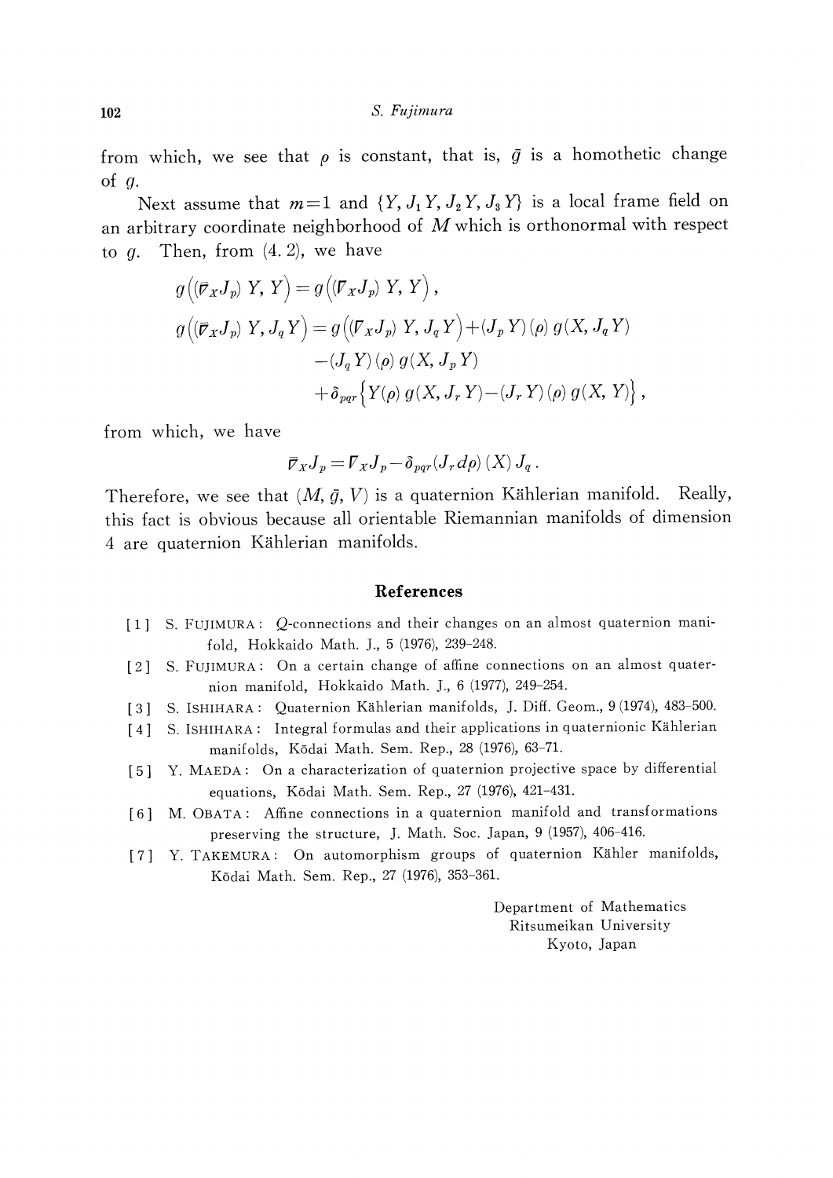from which, we see that $\rho$ is constant, that is, $\bar{g}$ is a homothetic change of $g$.

Next assume that $m=1$ and $\{Y, J_1 Y, J_2 Y, J_3 Y\}$ is a local frame field on an arbitrary coordinate neighborhood of $M$ which is orthonormal with respect to $g$. Then, from (4.2), we have

$$
\begin{aligned}
g\left((\bar{\nabla}_X J_p)\, Y, Y\right) &= g\left((\nabla_X J_p)\, Y, Y\right), \\
g\left((\bar{\nabla}_X J_p)\, Y, J_q Y\right) &= g\left((\nabla_X J_p)\, Y, J_q Y\right) + (J_p Y)(\rho)\, g(X, J_q Y) \\
&\quad - (J_q Y)(\rho)\, g(X, J_p Y) \\
&\quad + \delta_{pqr}\left\{Y(\rho)\, g(X, J_r Y) - (J_r Y)(\rho)\, g(X, Y)\right\},
\end{aligned}
$$

from which, we have

$$
\bar{\nabla}_X J_p = \nabla_X J_p - \delta_{pqr}(J_r d\rho)(X)\, J_q .
$$

Therefore, we see that $(M, \bar{g}, V)$ is a quaternion Kählerian manifold. Really, this fact is obvious because all orientable Riemannian manifolds of dimension 4 are quaternion Kählerian manifolds.

## References

[1] S. Fujimura: $Q$-connections and their changes on an almost quaternion manifold, Hokkaido Math. J., 5 (1976), 239–248.

[2] S. Fujimura: On a certain change of affine connections on an almost quaternion manifold, Hokkaido Math. J., 6 (1977), 249–254.

[3] S. Ishihara: Quaternion Kählerian manifolds, J. Diff. Geom., 9 (1974), 483–500.

[4] S. Ishihara: Integral formulas and their applications in quaternionic Kählerian manifolds, Kōdai Math. Sem. Rep., 28 (1976), 63–71.

[5] Y. Maeda: On a characterization of quaternion projective space by differential equations, Kōdai Math. Sem. Rep., 27 (1976), 421–431.

[6] M. Obata: Affine connections in a quaternion manifold and transformations preserving the structure, J. Math. Soc. Japan, 9 (1957), 406–416.

[7] Y. Takemura: On automorphism groups of quaternion Kähler manifolds, Kōdai Math. Sem. Rep., 27 (1976), 353–361.

Department of Mathematics
Ritsumeikan University
Kyoto, Japan